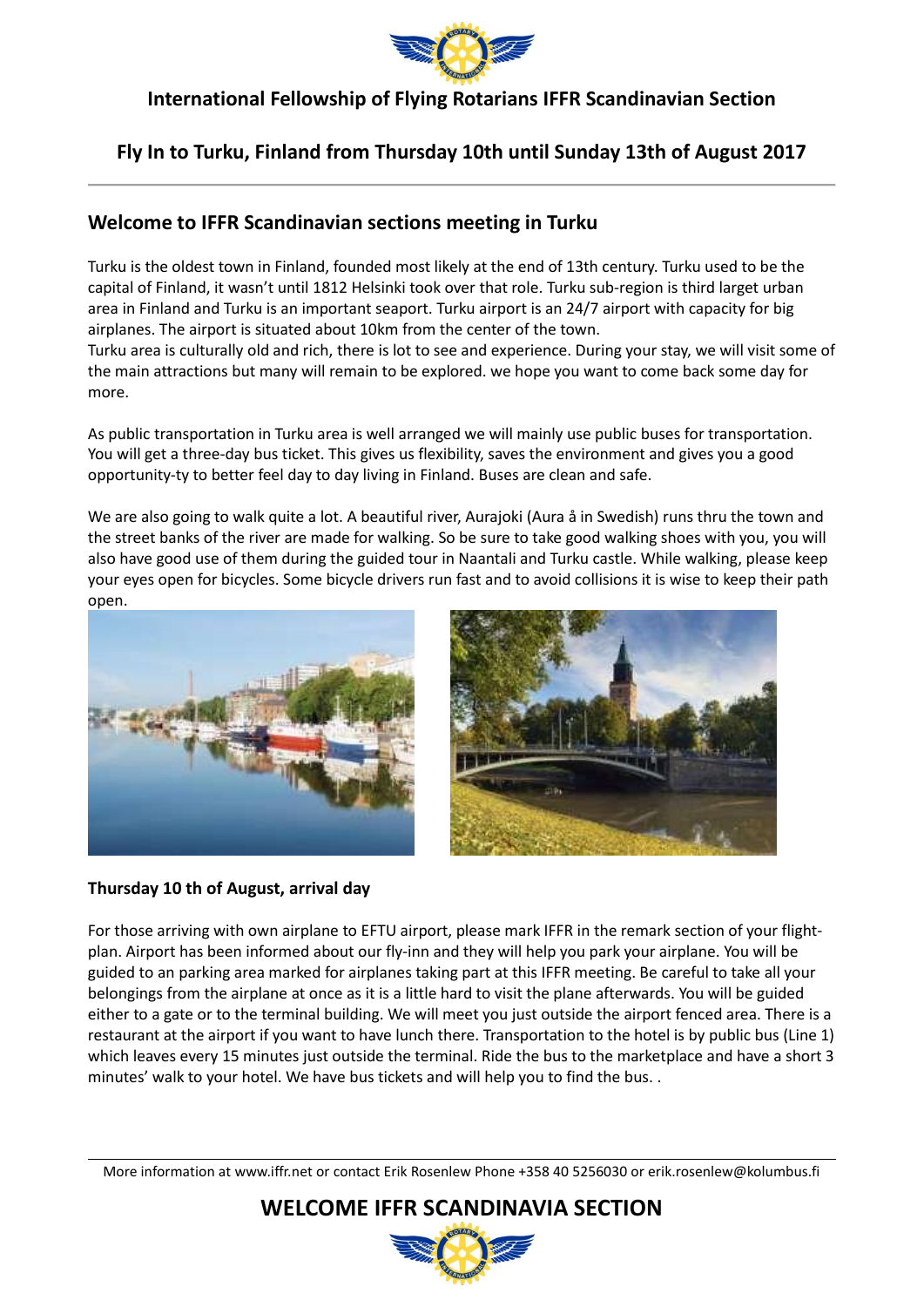## International Fellowship of Flying Rotarians IFFR Scandinavian Section

## Fly In to Turku, Finland from Thursday 10th until Sunday 13th of August 2017

### Welcome to IFFR Scandinavian sections meeting in Turku

Turku is the oldest town in Finland, founded most likely at the end of 13th century. Turku used to be the capital of Finland, it wasn't until 1812 Helsinki took over that role. Turku sub-region is third larget urban area in Finland and Turku is an important seaport. Turku airport is an 24/7 airport with capacity for big airplanes. The airport is situated about 10km from the center of the town.
Turku area is culturally old and rich, there is lot to see and experience. During your stay, we will visit some of the main attractions but many will remain to be explored. we hope you want to come back some day for more.

As public transportation in Turku area is well arranged we will mainly use public buses for transportation. You will get a three-day bus ticket. This gives us flexibility, saves the environment and gives you a good opportunity-ty to better feel day to day living in Finland. Buses are clean and safe.

We are also going to walk quite a lot. A beautiful river, Aurajoki (Aura å in Swedish) runs thru the town and the street banks of the river are made for walking. So be sure to take good walking shoes with you, you will also have good use of them during the guided tour in Naantali and Turku castle. While walking, please keep your eyes open for bicycles. Some bicycle drivers run fast and to avoid collisions it is wise to keep their path open.

**Thursday 10 th of August, arrival day**

For those arriving with own airplane to EFTU airport, please mark IFFR in the remark section of your flight-plan. Airport has been informed about our fly-inn and they will help you park your airplane. You will be guided to an parking area marked for airplanes taking part at this IFFR meeting. Be careful to take all your belongings from the airplane at once as it is a little hard to visit the plane afterwards. You will be guided either to a gate or to the terminal building. We will meet you just outside the airport fenced area. There is a restaurant at the airport if you want to have lunch there. Transportation to the hotel is by public bus (Line 1) which leaves every 15 minutes just outside the terminal. Ride the bus to the marketplace and have a short 3 minutes' walk to your hotel. We have bus tickets and will help you to find the bus. .

More information at www.iffr.net or contact Erik Rosenlew Phone +358 40 5256030 or erik.rosenlew@kolumbus.fi

## WELCOME IFFR SCANDINAVIA SECTION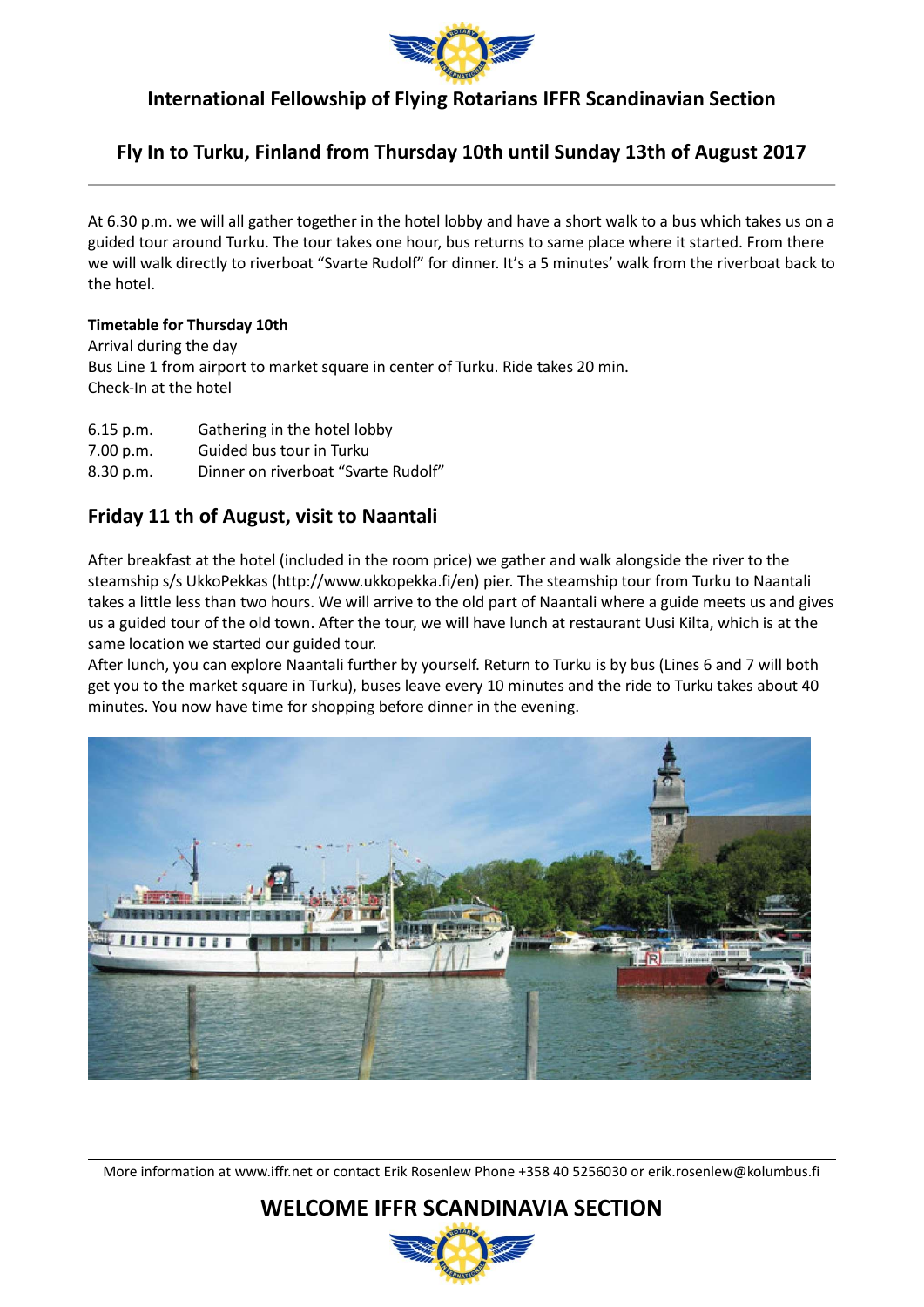International Fellowship of Flying Rotarians IFFR Scandinavian Section

## Fly In to Turku, Finland from Thursday 10th until Sunday 13th of August 2017

At 6.30 p.m. we will all gather together in the hotel lobby and have a short walk to a bus which takes us on a guided tour around Turku. The tour takes one hour, bus returns to same place where it started. From there we will walk directly to riverboat "Svarte Rudolf" for dinner. It's a 5 minutes' walk from the riverboat back to the hotel.

**Timetable for Thursday 10th**
Arrival during the day
Bus Line 1 from airport to market square in center of Turku. Ride takes 20 min.
Check-In at the hotel

| | |
|---|---|
| 6.15 p.m. | Gathering in the hotel lobby |
| 7.00 p.m. | Guided bus tour in Turku |
| 8.30 p.m. | Dinner on riverboat "Svarte Rudolf" |

## Friday 11 th of August, visit to Naantali

After breakfast at the hotel (included in the room price) we gather and walk alongside the river to the steamship s/s UkkoPekkas (http://www.ukkopekka.fi/en) pier. The steamship tour from Turku to Naantali takes a little less than two hours. We will arrive to the old part of Naantali where a guide meets us and gives us a guided tour of the old town. After the tour, we will have lunch at restaurant Uusi Kilta, which is at the same location we started our guided tour.
After lunch, you can explore Naantali further by yourself. Return to Turku is by bus (Lines 6 and 7 will both get you to the market square in Turku), buses leave every 10 minutes and the ride to Turku takes about 40 minutes. You now have time for shopping before dinner in the evening.

More information at www.iffr.net or contact Erik Rosenlew Phone +358 40 5256030 or erik.rosenlew@kolumbus.fi

**WELCOME IFFR SCANDINAVIA SECTION**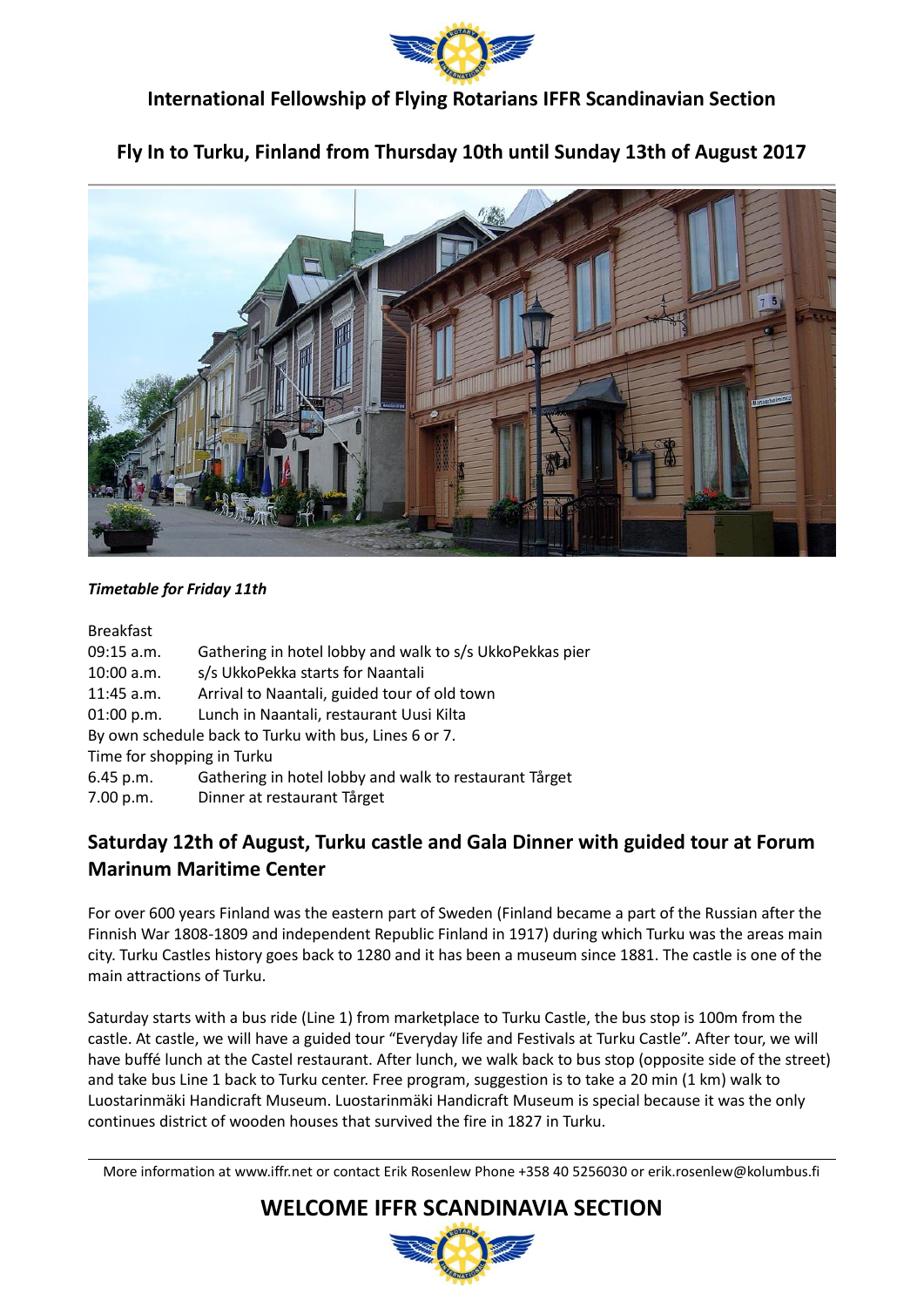## International Fellowship of Flying Rotarians IFFR Scandinavian Section

## Fly In to Turku, Finland from Thursday 10th until Sunday 13th of August 2017

***Timetable for Friday 11th***

Breakfast

| | |
|---|---|
| 09:15 a.m. | Gathering in hotel lobby and walk to s/s UkkoPekkas pier |
| 10:00 a.m. | s/s UkkoPekka starts for Naantali |
| 11:45 a.m. | Arrival to Naantali, guided tour of old town |
| 01:00 p.m. | Lunch in Naantali, restaurant Uusi Kilta |

By own schedule back to Turku with bus, Lines 6 or 7.

Time for shopping in Turku

| | |
|---|---|
| 6.45 p.m. | Gathering in hotel lobby and walk to restaurant Tårget |
| 7.00 p.m. | Dinner at restaurant Tårget |

## Saturday 12th of August, Turku castle and Gala Dinner with guided tour at Forum Marinum Maritime Center

For over 600 years Finland was the eastern part of Sweden (Finland became a part of the Russian after the Finnish War 1808-1809 and independent Republic Finland in 1917) during which Turku was the areas main city. Turku Castles history goes back to 1280 and it has been a museum since 1881. The castle is one of the main attractions of Turku.

Saturday starts with a bus ride (Line 1) from marketplace to Turku Castle, the bus stop is 100m from the castle. At castle, we will have a guided tour "Everyday life and Festivals at Turku Castle". After tour, we will have buffé lunch at the Castel restaurant. After lunch, we walk back to bus stop (opposite side of the street) and take bus Line 1 back to Turku center. Free program, suggestion is to take a 20 min (1 km) walk to Luostarinmäki Handicraft Museum. Luostarinmäki Handicraft Museum is special because it was the only continues district of wooden houses that survived the fire in 1827 in Turku.

More information at www.iffr.net or contact Erik Rosenlew Phone +358 40 5256030 or erik.rosenlew@kolumbus.fi

## WELCOME IFFR SCANDINAVIA SECTION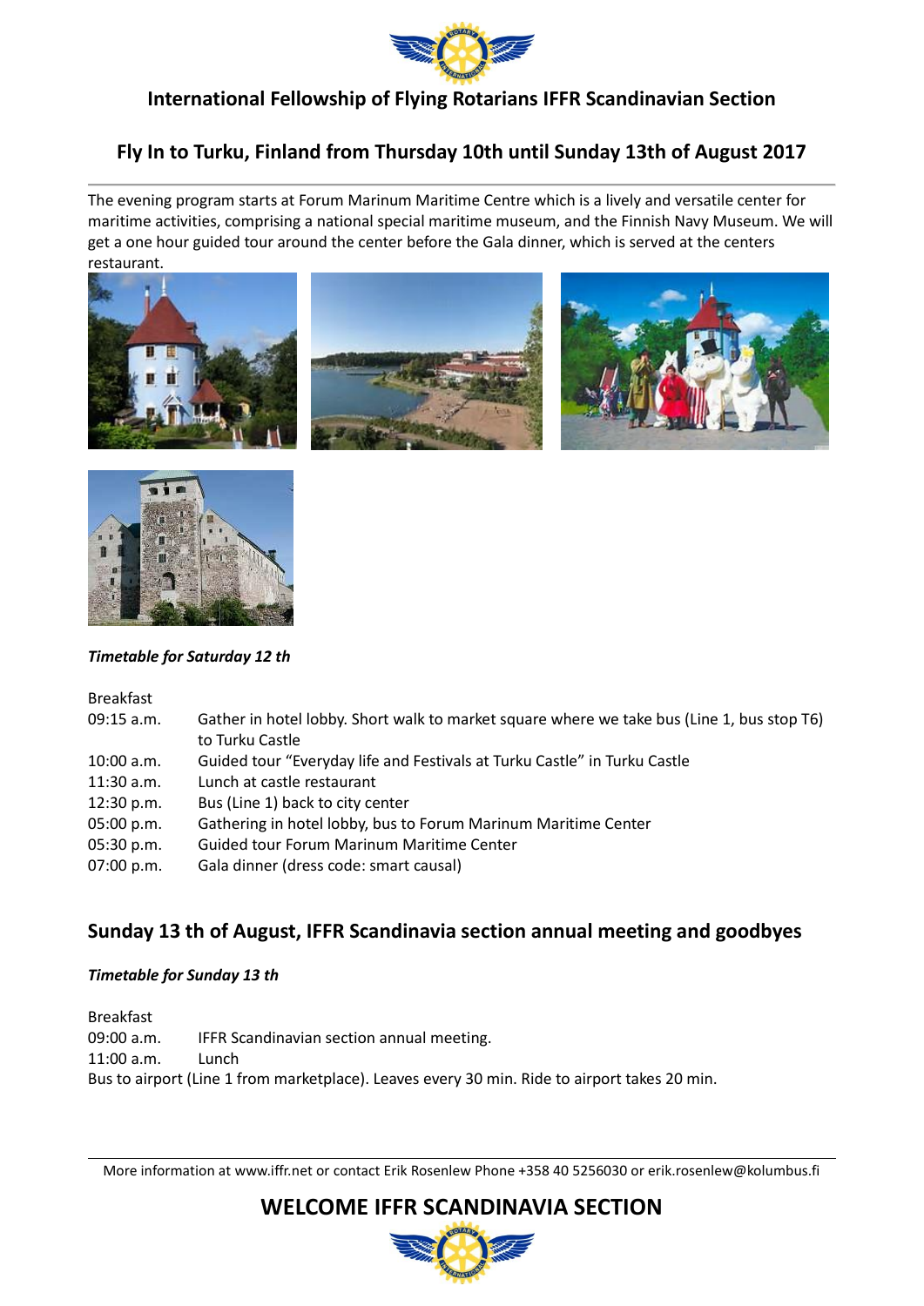## International Fellowship of Flying Rotarians IFFR Scandinavian Section

## Fly In to Turku, Finland from Thursday 10th until Sunday 13th of August 2017

The evening program starts at Forum Marinum Maritime Centre which is a lively and versatile center for maritime activities, comprising a national special maritime museum, and the Finnish Navy Museum. We will get a one hour guided tour around the center before the Gala dinner, which is served at the centers restaurant.

***Timetable for Saturday 12 th***

Breakfast

| | |
|---|---|
| 09:15 a.m. | Gather in hotel lobby. Short walk to market square where we take bus (Line 1, bus stop T6) to Turku Castle |
| 10:00 a.m. | Guided tour "Everyday life and Festivals at Turku Castle" in Turku Castle |
| 11:30 a.m. | Lunch at castle restaurant |
| 12:30 p.m. | Bus (Line 1) back to city center |
| 05:00 p.m. | Gathering in hotel lobby, bus to Forum Marinum Maritime Center |
| 05:30 p.m. | Guided tour Forum Marinum Maritime Center |
| 07:00 p.m. | Gala dinner (dress code: smart causal) |

## Sunday 13 th of August, IFFR Scandinavia section annual meeting and goodbyes

***Timetable for Sunday 13 th***

Breakfast

| | |
|---|---|
| 09:00 a.m. | IFFR Scandinavian section annual meeting. |
| 11:00 a.m. | Lunch |

Bus to airport (Line 1 from marketplace). Leaves every 30 min. Ride to airport takes 20 min.

More information at www.iffr.net or contact Erik Rosenlew Phone +358 40 5256030 or erik.rosenlew@kolumbus.fi

## WELCOME IFFR SCANDINAVIA SECTION